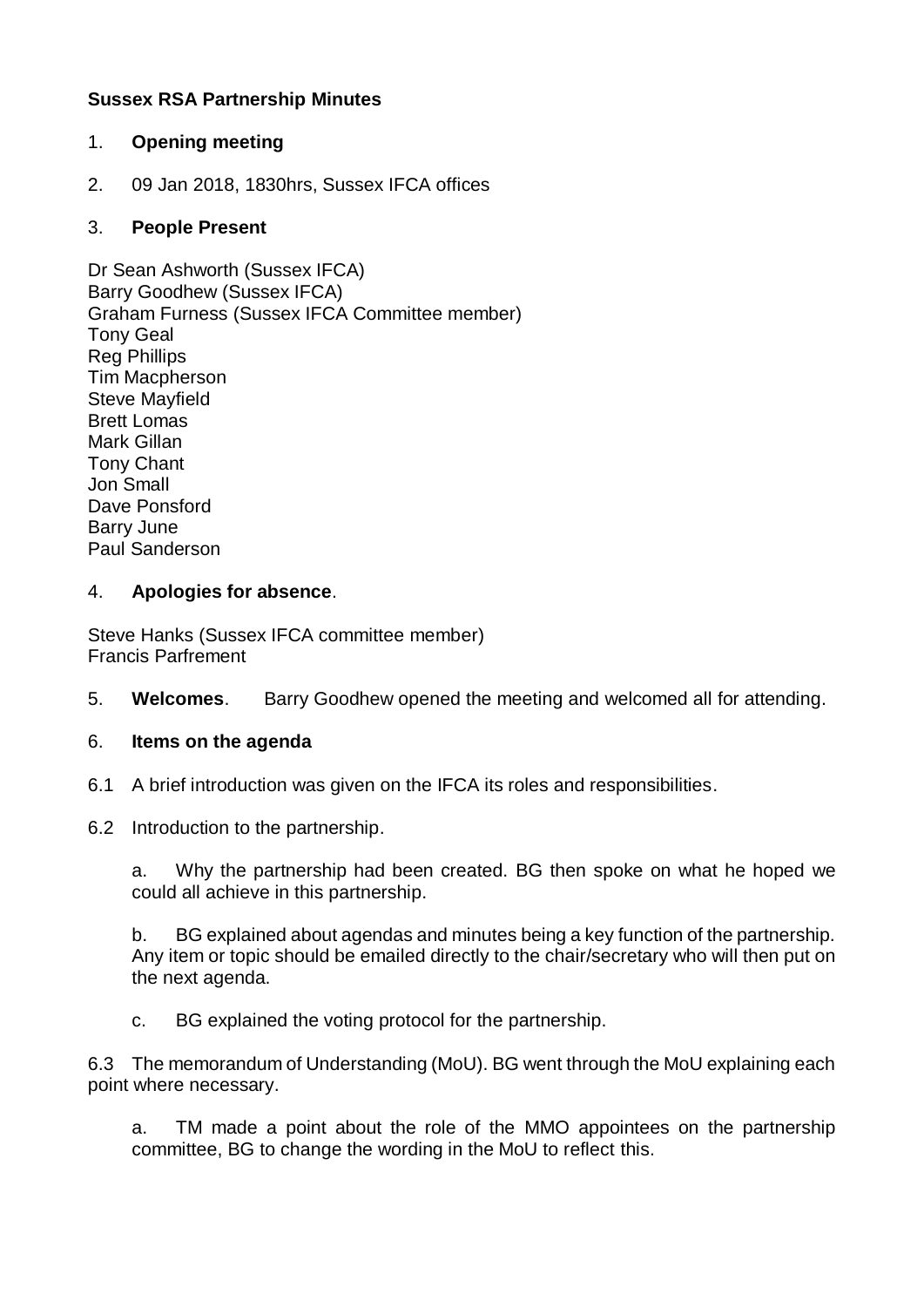**Sussex RSA Partnership Minutes**

1. **Opening meeting**

2. 09 Jan 2018, 1830hrs, Sussex IFCA offices

3. **People Present**

Dr Sean Ashworth (Sussex IFCA)
Barry Goodhew (Sussex IFCA)
Graham Furness (Sussex IFCA Committee member)
Tony Geal
Reg Phillips
Tim Macpherson
Steve Mayfield
Brett Lomas
Mark Gillan
Tony Chant
Jon Small
Dave Ponsford
Barry June
Paul Sanderson

4. **Apologies for absence**.

Steve Hanks (Sussex IFCA committee member)
Francis Parfrement

5. **Welcomes**. Barry Goodhew opened the meeting and welcomed all for attending.

6. **Items on the agenda**

6.1 A brief introduction was given on the IFCA its roles and responsibilities.

6.2 Introduction to the partnership.

a. Why the partnership had been created. BG then spoke on what he hoped we could all achieve in this partnership.

b. BG explained about agendas and minutes being a key function of the partnership. Any item or topic should be emailed directly to the chair/secretary who will then put on the next agenda.

c. BG explained the voting protocol for the partnership.

6.3 The memorandum of Understanding (MoU). BG went through the MoU explaining each point where necessary.

a. TM made a point about the role of the MMO appointees on the partnership committee, BG to change the wording in the MoU to reflect this.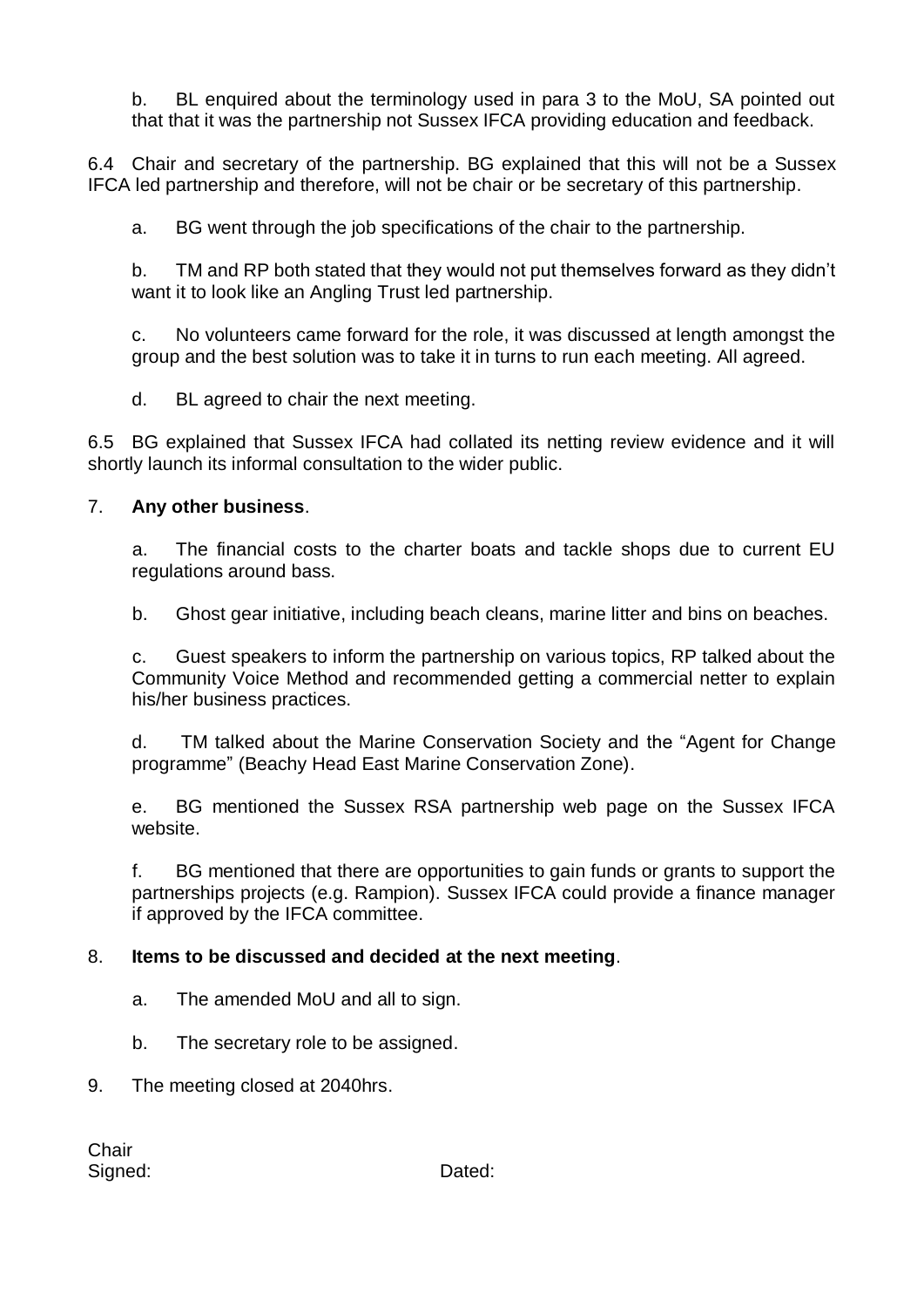b. BL enquired about the terminology used in para 3 to the MoU, SA pointed out that that it was the partnership not Sussex IFCA providing education and feedback.

6.4 Chair and secretary of the partnership. BG explained that this will not be a Sussex IFCA led partnership and therefore, will not be chair or be secretary of this partnership.

a. BG went through the job specifications of the chair to the partnership.

b. TM and RP both stated that they would not put themselves forward as they didn't want it to look like an Angling Trust led partnership.

c. No volunteers came forward for the role, it was discussed at length amongst the group and the best solution was to take it in turns to run each meeting. All agreed.

d. BL agreed to chair the next meeting.

6.5 BG explained that Sussex IFCA had collated its netting review evidence and it will shortly launch its informal consultation to the wider public.

7. **Any other business**.

a. The financial costs to the charter boats and tackle shops due to current EU regulations around bass.

b. Ghost gear initiative, including beach cleans, marine litter and bins on beaches.

c. Guest speakers to inform the partnership on various topics, RP talked about the Community Voice Method and recommended getting a commercial netter to explain his/her business practices.

d. TM talked about the Marine Conservation Society and the "Agent for Change programme" (Beachy Head East Marine Conservation Zone).

e. BG mentioned the Sussex RSA partnership web page on the Sussex IFCA website.

f. BG mentioned that there are opportunities to gain funds or grants to support the partnerships projects (e.g. Rampion). Sussex IFCA could provide a finance manager if approved by the IFCA committee.

8. **Items to be discussed and decided at the next meeting**.

a. The amended MoU and all to sign.

b. The secretary role to be assigned.

9. The meeting closed at 2040hrs.

Chair
Signed: Dated: